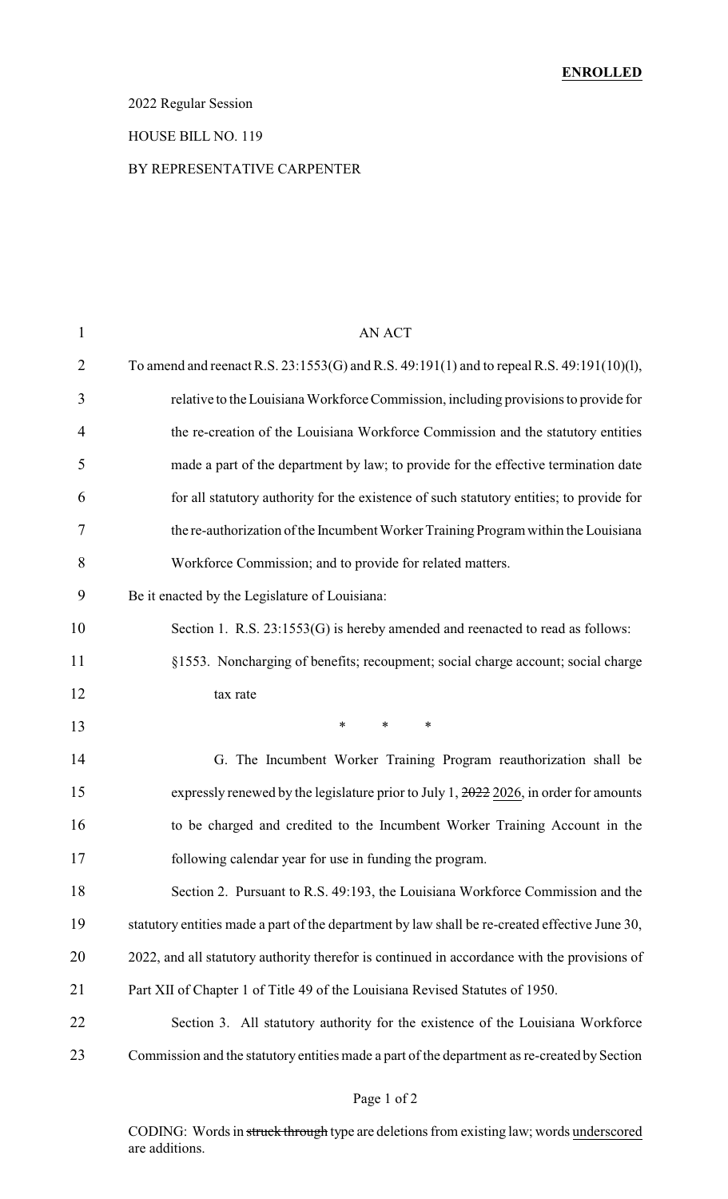**ENROLLED**

2022 Regular Session

HOUSE BILL NO. 119

BY REPRESENTATIVE CARPENTER

AN ACT

To amend and reenact R.S. 23:1553(G) and R.S. 49:191(1) and to repeal R.S. 49:191(10)(l), relative to the Louisiana Workforce Commission, including provisions to provide for the re-creation of the Louisiana Workforce Commission and the statutory entities made a part of the department by law; to provide for the effective termination date for all statutory authority for the existence of such statutory entities; to provide for the re-authorization of the Incumbent Worker Training Program within the Louisiana Workforce Commission; and to provide for related matters.

Be it enacted by the Legislature of Louisiana:

Section 1. R.S. 23:1553(G) is hereby amended and reenacted to read as follows:

§1553. Noncharging of benefits; recoupment; social charge account; social charge tax rate

\* \* \*

G. The Incumbent Worker Training Program reauthorization shall be expressly renewed by the legislature prior to July 1, ~~2022~~ <u>2026</u>, in order for amounts to be charged and credited to the Incumbent Worker Training Account in the following calendar year for use in funding the program.

Section 2. Pursuant to R.S. 49:193, the Louisiana Workforce Commission and the statutory entities made a part of the department by law shall be re-created effective June 30, 2022, and all statutory authority therefor is continued in accordance with the provisions of Part XII of Chapter 1 of Title 49 of the Louisiana Revised Statutes of 1950.

Section 3. All statutory authority for the existence of the Louisiana Workforce Commission and the statutory entities made a part of the department as re-created by Section

CODING: Words in ~~struck through~~ type are deletions from existing law; words <u>underscored</u> are additions.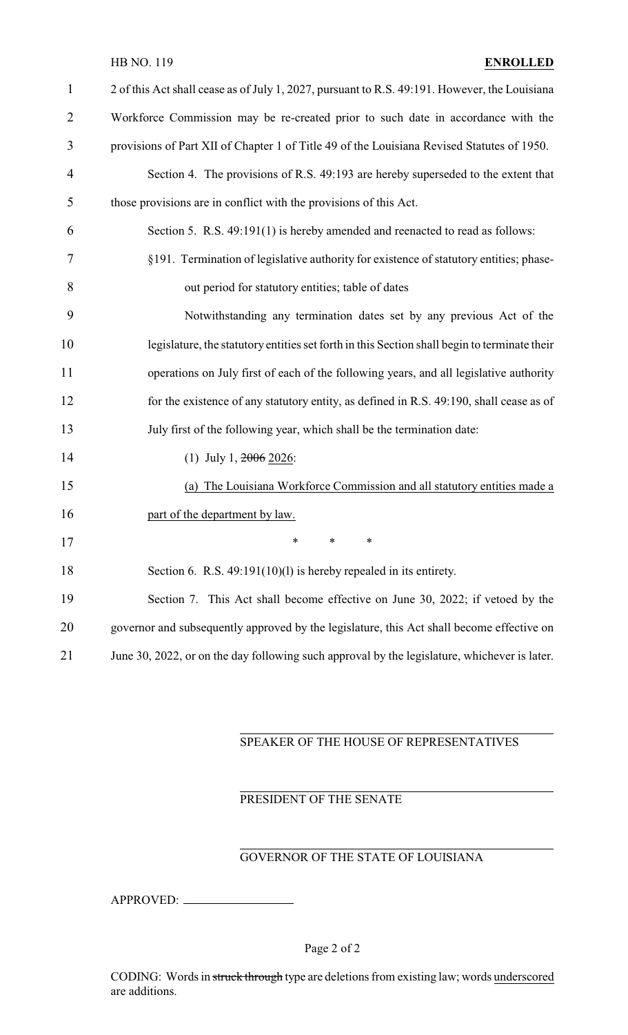2 of this Act shall cease as of July 1, 2027, pursuant to R.S. 49:191. However, the Louisiana Workforce Commission may be re-created prior to such date in accordance with the provisions of Part XII of Chapter 1 of Title 49 of the Louisiana Revised Statutes of 1950.

Section 4. The provisions of R.S. 49:193 are hereby superseded to the extent that those provisions are in conflict with the provisions of this Act.

Section 5. R.S. 49:191(1) is hereby amended and reenacted to read as follows:

§191. Termination of legislative authority for existence of statutory entities; phase-out period for statutory entities; table of dates

Notwithstanding any termination dates set by any previous Act of the legislature, the statutory entities set forth in this Section shall begin to terminate their operations on July first of each of the following years, and all legislative authority for the existence of any statutory entity, as defined in R.S. 49:190, shall cease as of July first of the following year, which shall be the termination date:

(1) July 1, ~~2006~~ <u>2026</u>:

<u>(a) The Louisiana Workforce Commission and all statutory entities made a part of the department by law.</u>

\* \* \*

Section 6. R.S. 49:191(10)(l) is hereby repealed in its entirety.

Section 7. This Act shall become effective on June 30, 2022; if vetoed by the governor and subsequently approved by the legislature, this Act shall become effective on June 30, 2022, or on the day following such approval by the legislature, whichever is later.

SPEAKER OF THE HOUSE OF REPRESENTATIVES

PRESIDENT OF THE SENATE

GOVERNOR OF THE STATE OF LOUISIANA

APPROVED: \_\_\_\_\_\_\_\_\_\_\_\_\_\_\_\_\_\_

CODING: Words in ~~struck through~~ type are deletions from existing law; words <u>underscored</u> are additions.